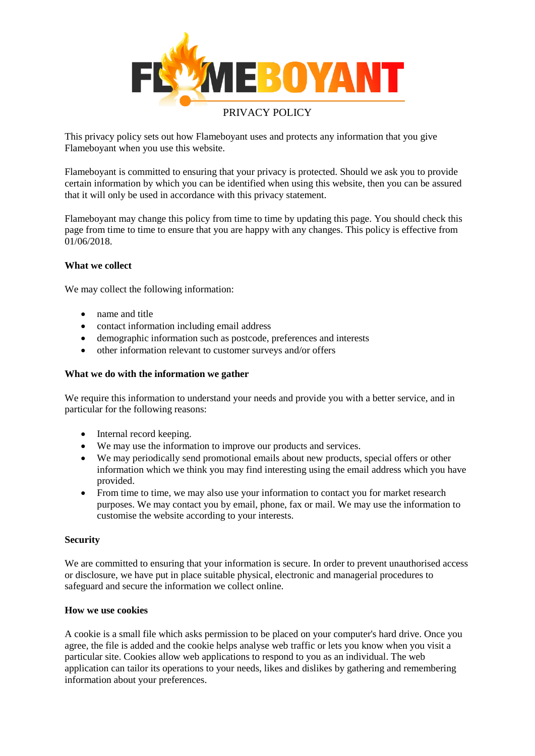# PRIVACY POLICY

This privacy policy sets out how Flameboyant uses and protects any information that you give Flameboyant when you use this website.

Flameboyant is committed to ensuring that your privacy is protected. Should we ask you to provide certain information by which you can be identified when using this website, then you can be assured that it will only be used in accordance with this privacy statement.

Flameboyant may change this policy from time to time by updating this page. You should check this page from time to time to ensure that you are happy with any changes. This policy is effective from 01/06/2018.

**What we collect**

We may collect the following information:

- name and title
- contact information including email address
- demographic information such as postcode, preferences and interests
- other information relevant to customer surveys and/or offers

**What we do with the information we gather**

We require this information to understand your needs and provide you with a better service, and in particular for the following reasons:

- Internal record keeping.
- We may use the information to improve our products and services.
- We may periodically send promotional emails about new products, special offers or other information which we think you may find interesting using the email address which you have provided.
- From time to time, we may also use your information to contact you for market research purposes. We may contact you by email, phone, fax or mail. We may use the information to customise the website according to your interests.

**Security**

We are committed to ensuring that your information is secure. In order to prevent unauthorised access or disclosure, we have put in place suitable physical, electronic and managerial procedures to safeguard and secure the information we collect online.

**How we use cookies**

A cookie is a small file which asks permission to be placed on your computer's hard drive. Once you agree, the file is added and the cookie helps analyse web traffic or lets you know when you visit a particular site. Cookies allow web applications to respond to you as an individual. The web application can tailor its operations to your needs, likes and dislikes by gathering and remembering information about your preferences.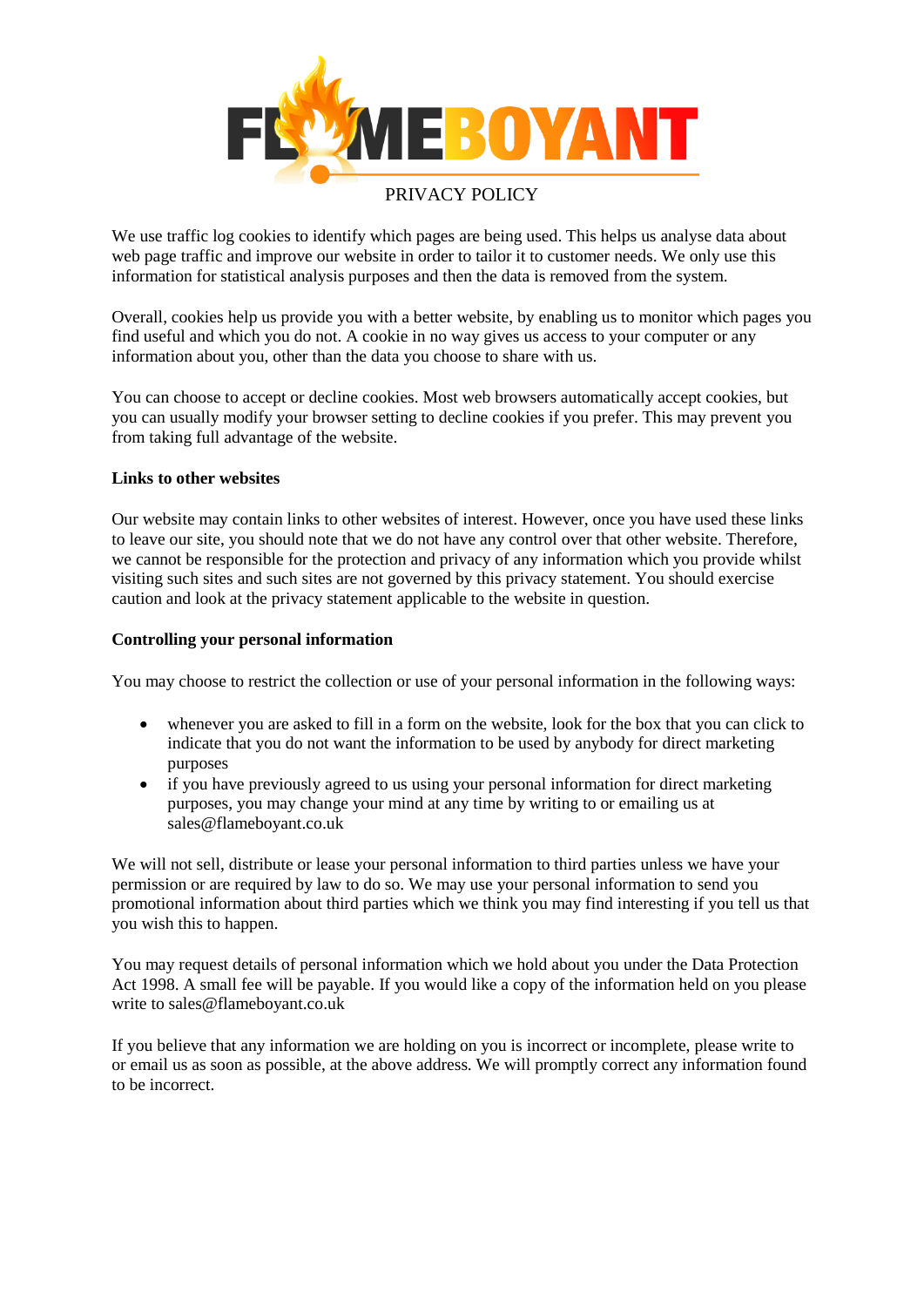PRIVACY POLICY

We use traffic log cookies to identify which pages are being used. This helps us analyse data about web page traffic and improve our website in order to tailor it to customer needs. We only use this information for statistical analysis purposes and then the data is removed from the system.

Overall, cookies help us provide you with a better website, by enabling us to monitor which pages you find useful and which you do not. A cookie in no way gives us access to your computer or any information about you, other than the data you choose to share with us.

You can choose to accept or decline cookies. Most web browsers automatically accept cookies, but you can usually modify your browser setting to decline cookies if you prefer. This may prevent you from taking full advantage of the website.

**Links to other websites**

Our website may contain links to other websites of interest. However, once you have used these links to leave our site, you should note that we do not have any control over that other website. Therefore, we cannot be responsible for the protection and privacy of any information which you provide whilst visiting such sites and such sites are not governed by this privacy statement. You should exercise caution and look at the privacy statement applicable to the website in question.

**Controlling your personal information**

You may choose to restrict the collection or use of your personal information in the following ways:

- whenever you are asked to fill in a form on the website, look for the box that you can click to indicate that you do not want the information to be used by anybody for direct marketing purposes
- if you have previously agreed to us using your personal information for direct marketing purposes, you may change your mind at any time by writing to or emailing us at sales@flameboyant.co.uk

We will not sell, distribute or lease your personal information to third parties unless we have your permission or are required by law to do so. We may use your personal information to send you promotional information about third parties which we think you may find interesting if you tell us that you wish this to happen.

You may request details of personal information which we hold about you under the Data Protection Act 1998. A small fee will be payable. If you would like a copy of the information held on you please write to sales@flameboyant.co.uk

If you believe that any information we are holding on you is incorrect or incomplete, please write to or email us as soon as possible, at the above address. We will promptly correct any information found to be incorrect.